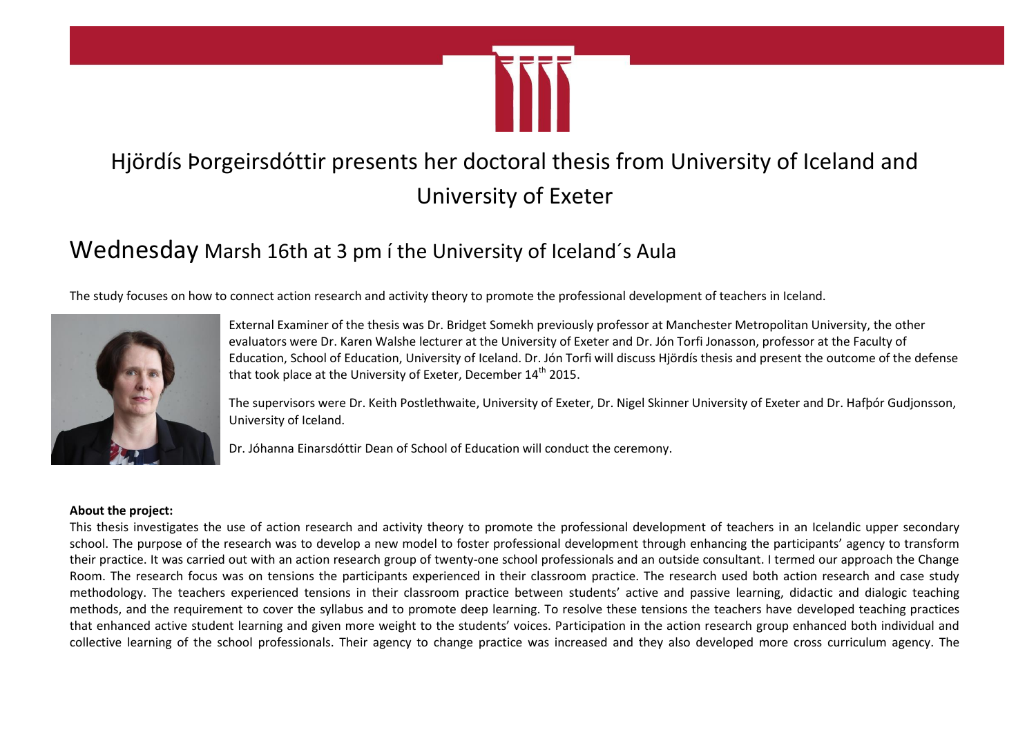# Hjördís Þorgeirsdóttir presents her doctoral thesis from University of Iceland and University of Exeter

## Wednesday Marsh 16th at 3 pm í the University of Iceland´s Aula

The study focuses on how to connect action research and activity theory to promote the professional development of teachers in Iceland.

External Examiner of the thesis was Dr. Bridget Somekh previously professor at Manchester Metropolitan University, the other evaluators were Dr. Karen Walshe lecturer at the University of Exeter and Dr. Jón Torfi Jonasson, professor at the Faculty of Education, School of Education, University of Iceland. Dr. Jón Torfi will discuss Hjördís thesis and present the outcome of the defense that took place at the University of Exeter, December 14th 2015.

The supervisors were Dr. Keith Postlethwaite, University of Exeter, Dr. Nigel Skinner University of Exeter and Dr. Hafþór Gudjonsson, University of Iceland.

Dr. Jóhanna Einarsdóttir Dean of School of Education will conduct the ceremony.

**About the project:**

This thesis investigates the use of action research and activity theory to promote the professional development of teachers in an Icelandic upper secondary school. The purpose of the research was to develop a new model to foster professional development through enhancing the participants' agency to transform their practice. It was carried out with an action research group of twenty-one school professionals and an outside consultant. I termed our approach the Change Room. The research focus was on tensions the participants experienced in their classroom practice. The research used both action research and case study methodology. The teachers experienced tensions in their classroom practice between students' active and passive learning, didactic and dialogic teaching methods, and the requirement to cover the syllabus and to promote deep learning. To resolve these tensions the teachers have developed teaching practices that enhanced active student learning and given more weight to the students' voices. Participation in the action research group enhanced both individual and collective learning of the school professionals. Their agency to change practice was increased and they also developed more cross curriculum agency. The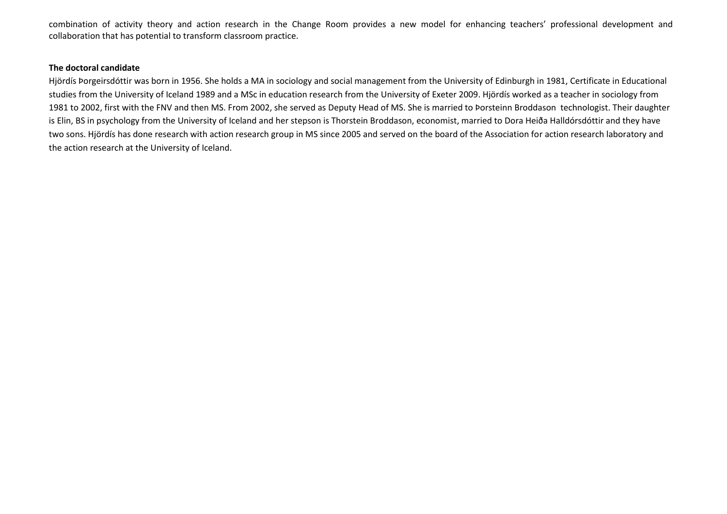combination of activity theory and action research in the Change Room provides a new model for enhancing teachers' professional development and collaboration that has potential to transform classroom practice.

**The doctoral candidate**

Hjördís Þorgeirsdóttir was born in 1956. She holds a MA in sociology and social management from the University of Edinburgh in 1981, Certificate in Educational studies from the University of Iceland 1989 and a MSc in education research from the University of Exeter 2009. Hjördís worked as a teacher in sociology from 1981 to 2002, first with the FNV and then MS. From 2002, she served as Deputy Head of MS. She is married to Þorsteinn Broddason technologist. Their daughter is Elin, BS in psychology from the University of Iceland and her stepson is Thorstein Broddason, economist, married to Dora Heiða Halldórsdóttir and they have two sons. Hjördís has done research with action research group in MS since 2005 and served on the board of the Association for action research laboratory and the action research at the University of Iceland.